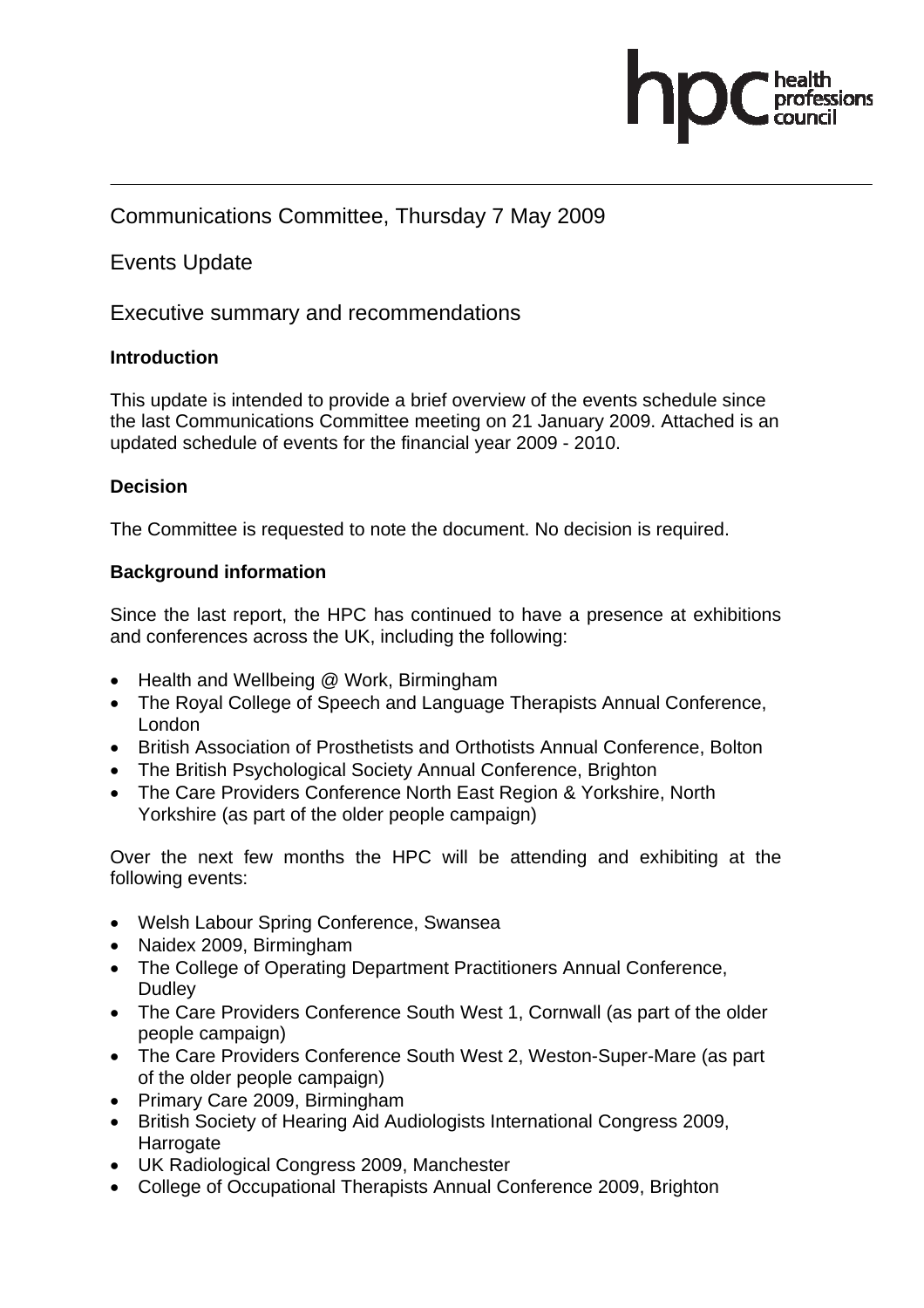hpc health professions council

Communications Committee, Thursday 7 May 2009

## Events Update

## Executive summary and recommendations

### Introduction

This update is intended to provide a brief overview of the events schedule since the last Communications Committee meeting on 21 January 2009. Attached is an updated schedule of events for the financial year 2009 - 2010.

### Decision

The Committee is requested to note the document. No decision is required.

### Background information

Since the last report, the HPC has continued to have a presence at exhibitions and conferences across the UK, including the following:

- Health and Wellbeing @ Work, Birmingham
- The Royal College of Speech and Language Therapists Annual Conference, London
- British Association of Prosthetists and Orthotists Annual Conference, Bolton
- The British Psychological Society Annual Conference, Brighton
- The Care Providers Conference North East Region & Yorkshire, North Yorkshire (as part of the older people campaign)

Over the next few months the HPC will be attending and exhibiting at the following events:

- Welsh Labour Spring Conference, Swansea
- Naidex 2009, Birmingham
- The College of Operating Department Practitioners Annual Conference, Dudley
- The Care Providers Conference South West 1, Cornwall (as part of the older people campaign)
- The Care Providers Conference South West 2, Weston-Super-Mare (as part of the older people campaign)
- Primary Care 2009, Birmingham
- British Society of Hearing Aid Audiologists International Congress 2009, Harrogate
- UK Radiological Congress 2009, Manchester
- College of Occupational Therapists Annual Conference 2009, Brighton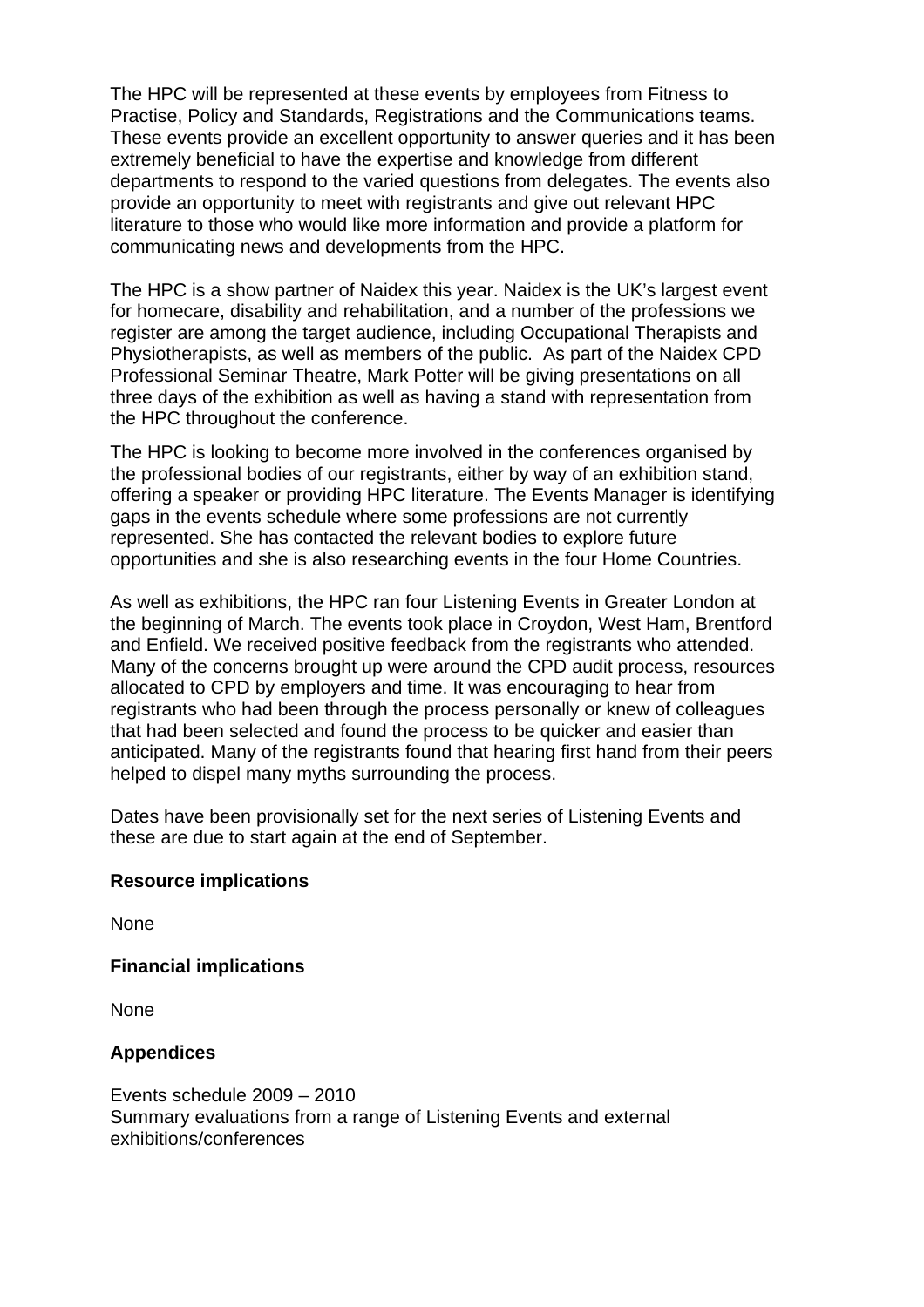The HPC will be represented at these events by employees from Fitness to Practise, Policy and Standards, Registrations and the Communications teams. These events provide an excellent opportunity to answer queries and it has been extremely beneficial to have the expertise and knowledge from different departments to respond to the varied questions from delegates. The events also provide an opportunity to meet with registrants and give out relevant HPC literature to those who would like more information and provide a platform for communicating news and developments from the HPC.

The HPC is a show partner of Naidex this year. Naidex is the UK's largest event for homecare, disability and rehabilitation, and a number of the professions we register are among the target audience, including Occupational Therapists and Physiotherapists, as well as members of the public. As part of the Naidex CPD Professional Seminar Theatre, Mark Potter will be giving presentations on all three days of the exhibition as well as having a stand with representation from the HPC throughout the conference.

The HPC is looking to become more involved in the conferences organised by the professional bodies of our registrants, either by way of an exhibition stand, offering a speaker or providing HPC literature. The Events Manager is identifying gaps in the events schedule where some professions are not currently represented. She has contacted the relevant bodies to explore future opportunities and she is also researching events in the four Home Countries.

As well as exhibitions, the HPC ran four Listening Events in Greater London at the beginning of March. The events took place in Croydon, West Ham, Brentford and Enfield. We received positive feedback from the registrants who attended. Many of the concerns brought up were around the CPD audit process, resources allocated to CPD by employers and time. It was encouraging to hear from registrants who had been through the process personally or knew of colleagues that had been selected and found the process to be quicker and easier than anticipated. Many of the registrants found that hearing first hand from their peers helped to dispel many myths surrounding the process.

Dates have been provisionally set for the next series of Listening Events and these are due to start again at the end of September.

**Resource implications**

None

**Financial implications**

None

**Appendices**

Events schedule 2009 – 2010
Summary evaluations from a range of Listening Events and external exhibitions/conferences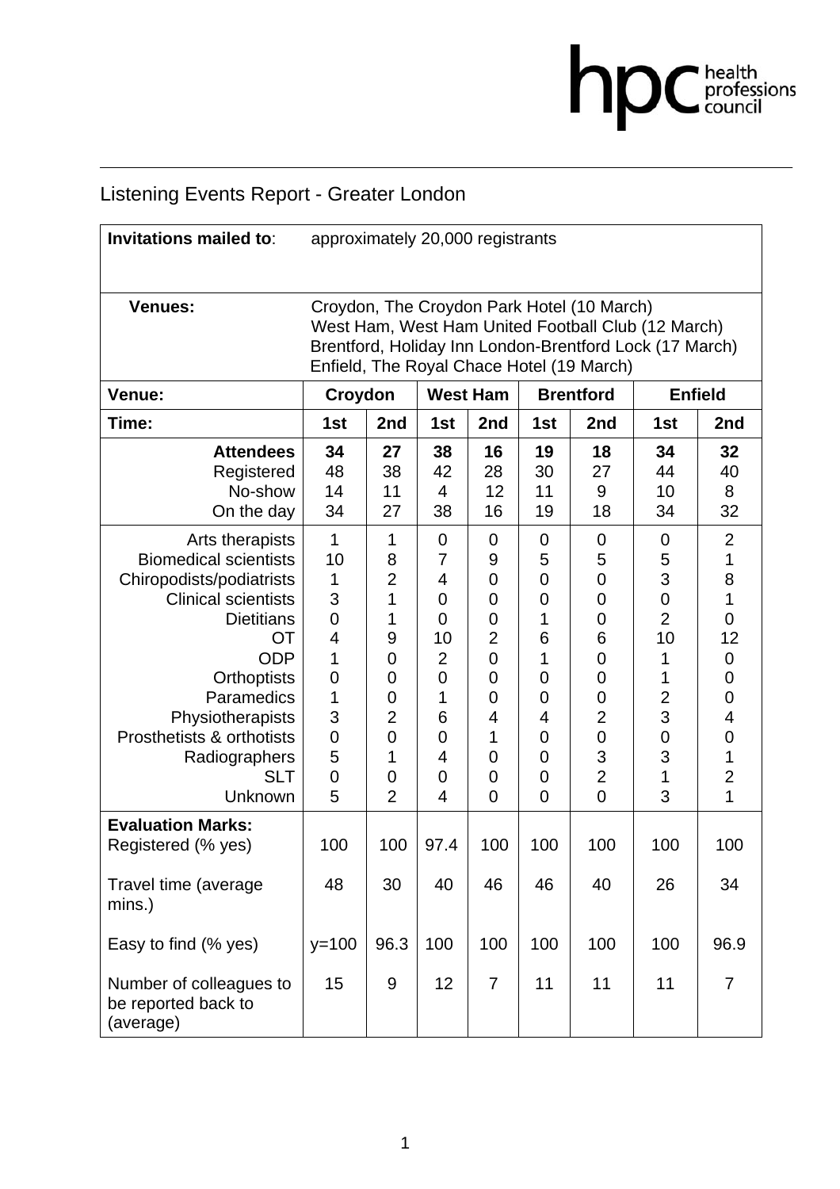# Listening Events Report - Greater London

| **Invitations mailed to**: | approximately 20,000 registrants | | | | | | | |
|---|---|---|---|---|---|---|---|---|
| **Venues:** | Croydon, The Croydon Park Hotel (10 March)<br>West Ham, West Ham United Football Club (12 March)<br>Brentford, Holiday Inn London-Brentford Lock (17 March)<br>Enfield, The Royal Chace Hotel (19 March) | | | | | | | |
| **Venue:** | **Croydon** | | **West Ham** | | **Brentford** | | **Enfield** | |
| **Time:** | **1st** | **2nd** | **1st** | **2nd** | **1st** | **2nd** | **1st** | **2nd** |
| **Attendees** | **34** | **27** | **38** | **16** | **19** | **18** | **34** | **32** |
| Registered | 48 | 38 | 42 | 28 | 30 | 27 | 44 | 40 |
| No-show | 14 | 11 | 4 | 12 | 11 | 9 | 10 | 8 |
| On the day | 34 | 27 | 38 | 16 | 19 | 18 | 34 | 32 |
| Arts therapists | 1 | 1 | 0 | 0 | 0 | 0 | 0 | 2 |
| Biomedical scientists | 10 | 8 | 7 | 9 | 5 | 5 | 5 | 1 |
| Chiropodists/podiatrists | 1 | 2 | 4 | 0 | 0 | 0 | 3 | 8 |
| Clinical scientists | 3 | 1 | 0 | 0 | 0 | 0 | 0 | 1 |
| Dietitians | 0 | 1 | 0 | 0 | 1 | 0 | 2 | 0 |
| OT | 4 | 9 | 10 | 2 | 6 | 6 | 10 | 12 |
| ODP | 1 | 0 | 2 | 0 | 1 | 0 | 1 | 0 |
| Orthoptists | 0 | 0 | 0 | 0 | 0 | 0 | 1 | 0 |
| Paramedics | 1 | 0 | 1 | 0 | 0 | 0 | 2 | 0 |
| Physiotherapists | 3 | 2 | 6 | 4 | 4 | 2 | 3 | 4 |
| Prosthetists & orthotists | 0 | 0 | 0 | 1 | 0 | 0 | 0 | 0 |
| Radiographers | 5 | 1 | 4 | 0 | 0 | 3 | 3 | 1 |
| SLT | 0 | 0 | 0 | 0 | 0 | 2 | 1 | 2 |
| Unknown | 5 | 2 | 4 | 0 | 0 | 0 | 3 | 1 |
| **Evaluation Marks:** | | | | | | | | |
| Registered (% yes) | 100 | 100 | 97.4 | 100 | 100 | 100 | 100 | 100 |
| Travel time (average mins.) | 48 | 30 | 40 | 46 | 46 | 40 | 26 | 34 |
| Easy to find (% yes) | y=100 | 96.3 | 100 | 100 | 100 | 100 | 100 | 96.9 |
| Number of colleagues to be reported back to (average) | 15 | 9 | 12 | 7 | 11 | 11 | 11 | 7 |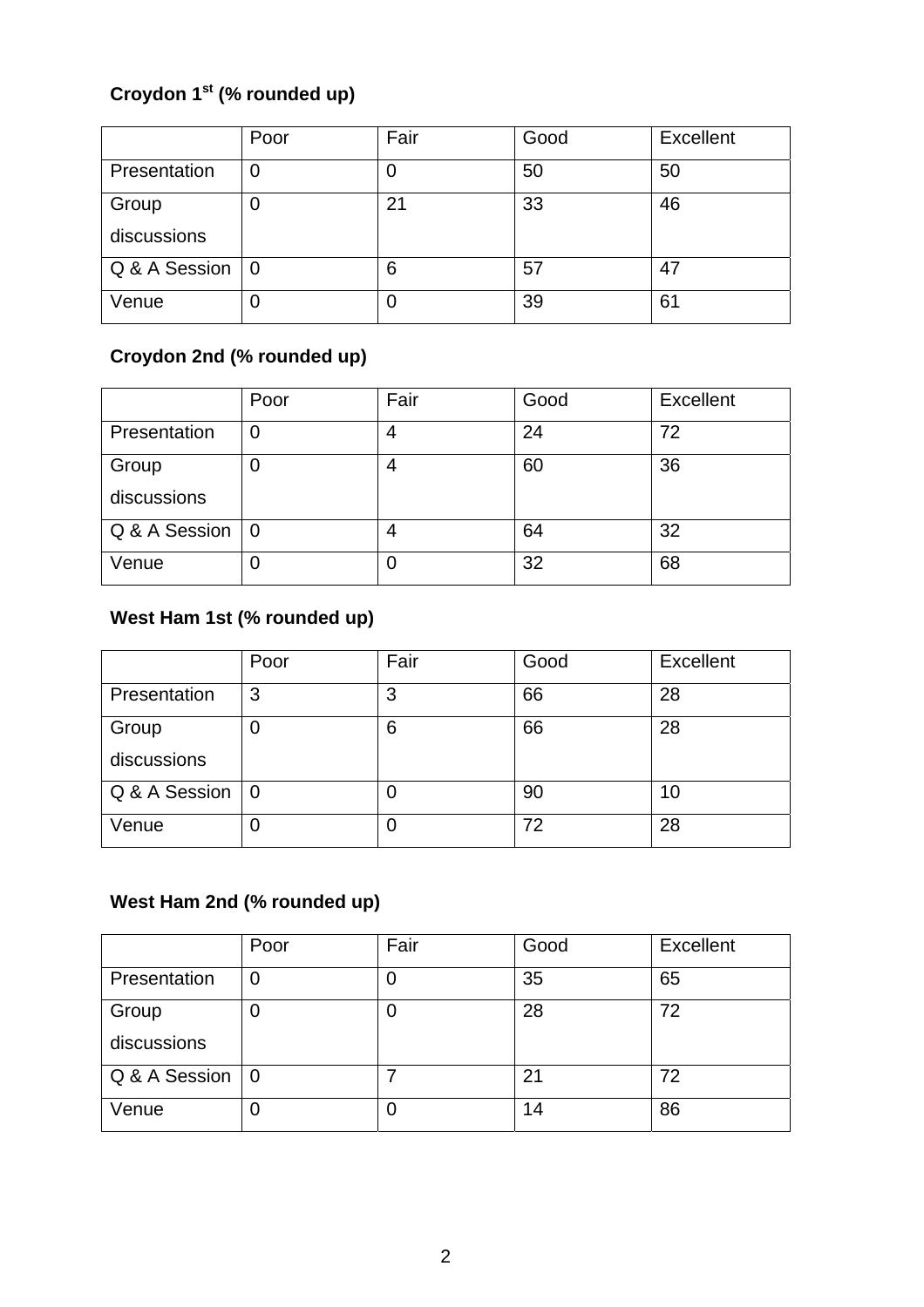**Croydon 1st (% rounded up)**

| | Poor | Fair | Good | Excellent |
|---|---|---|---|---|
| Presentation | 0 | 0 | 50 | 50 |
| Group discussions | 0 | 21 | 33 | 46 |
| Q & A Session | 0 | 6 | 57 | 47 |
| Venue | 0 | 0 | 39 | 61 |

**Croydon 2nd (% rounded up)**

| | Poor | Fair | Good | Excellent |
|---|---|---|---|---|
| Presentation | 0 | 4 | 24 | 72 |
| Group discussions | 0 | 4 | 60 | 36 |
| Q & A Session | 0 | 4 | 64 | 32 |
| Venue | 0 | 0 | 32 | 68 |

**West Ham 1st (% rounded up)**

| | Poor | Fair | Good | Excellent |
|---|---|---|---|---|
| Presentation | 3 | 3 | 66 | 28 |
| Group discussions | 0 | 6 | 66 | 28 |
| Q & A Session | 0 | 0 | 90 | 10 |
| Venue | 0 | 0 | 72 | 28 |

**West Ham 2nd (% rounded up)**

| | Poor | Fair | Good | Excellent |
|---|---|---|---|---|
| Presentation | 0 | 0 | 35 | 65 |
| Group discussions | 0 | 0 | 28 | 72 |
| Q & A Session | 0 | 7 | 21 | 72 |
| Venue | 0 | 0 | 14 | 86 |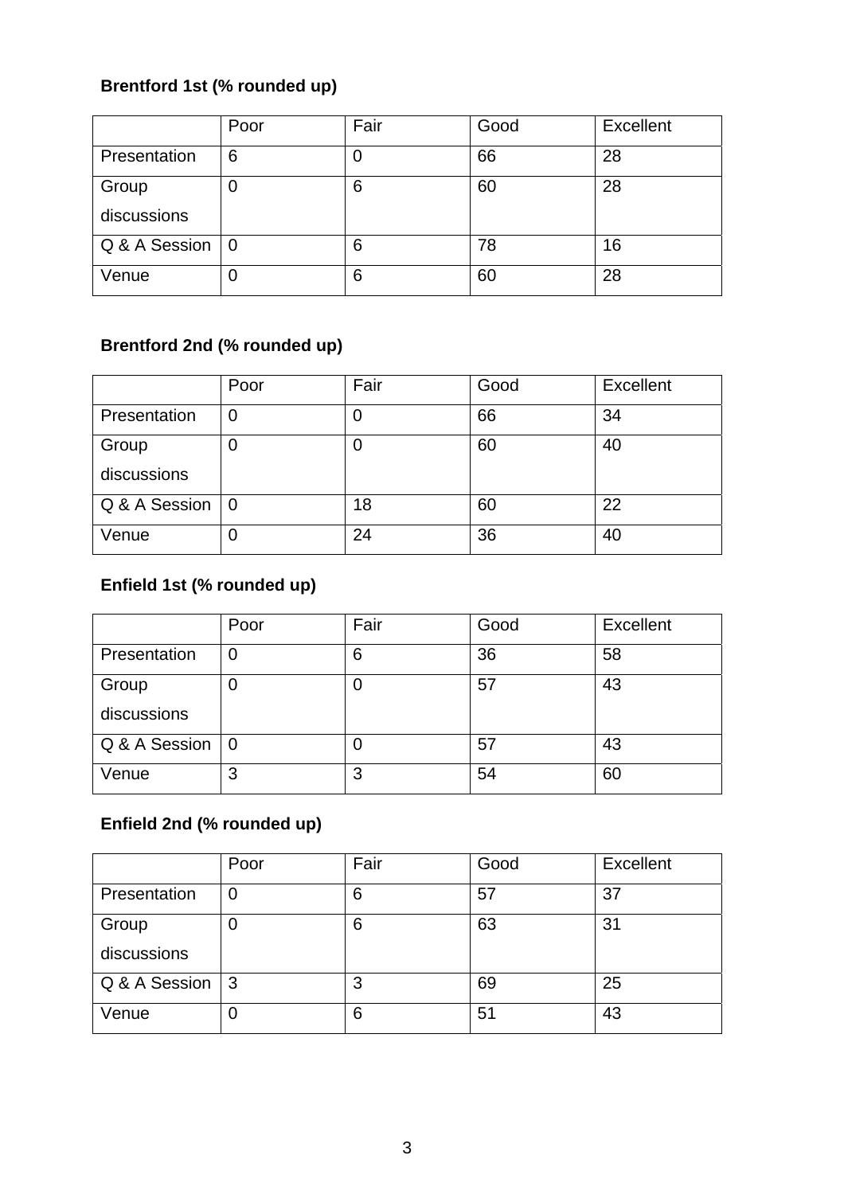**Brentford 1st (% rounded up)**

| | Poor | Fair | Good | Excellent |
|---|---|---|---|---|
| Presentation | 6 | 0 | 66 | 28 |
| Group discussions | 0 | 6 | 60 | 28 |
| Q & A Session | 0 | 6 | 78 | 16 |
| Venue | 0 | 6 | 60 | 28 |

**Brentford 2nd (% rounded up)**

| | Poor | Fair | Good | Excellent |
|---|---|---|---|---|
| Presentation | 0 | 0 | 66 | 34 |
| Group discussions | 0 | 0 | 60 | 40 |
| Q & A Session | 0 | 18 | 60 | 22 |
| Venue | 0 | 24 | 36 | 40 |

**Enfield 1st (% rounded up)**

| | Poor | Fair | Good | Excellent |
|---|---|---|---|---|
| Presentation | 0 | 6 | 36 | 58 |
| Group discussions | 0 | 0 | 57 | 43 |
| Q & A Session | 0 | 0 | 57 | 43 |
| Venue | 3 | 3 | 54 | 60 |

**Enfield 2nd (% rounded up)**

| | Poor | Fair | Good | Excellent |
|---|---|---|---|---|
| Presentation | 0 | 6 | 57 | 37 |
| Group discussions | 0 | 6 | 63 | 31 |
| Q & A Session | 3 | 3 | 69 | 25 |
| Venue | 0 | 6 | 51 | 43 |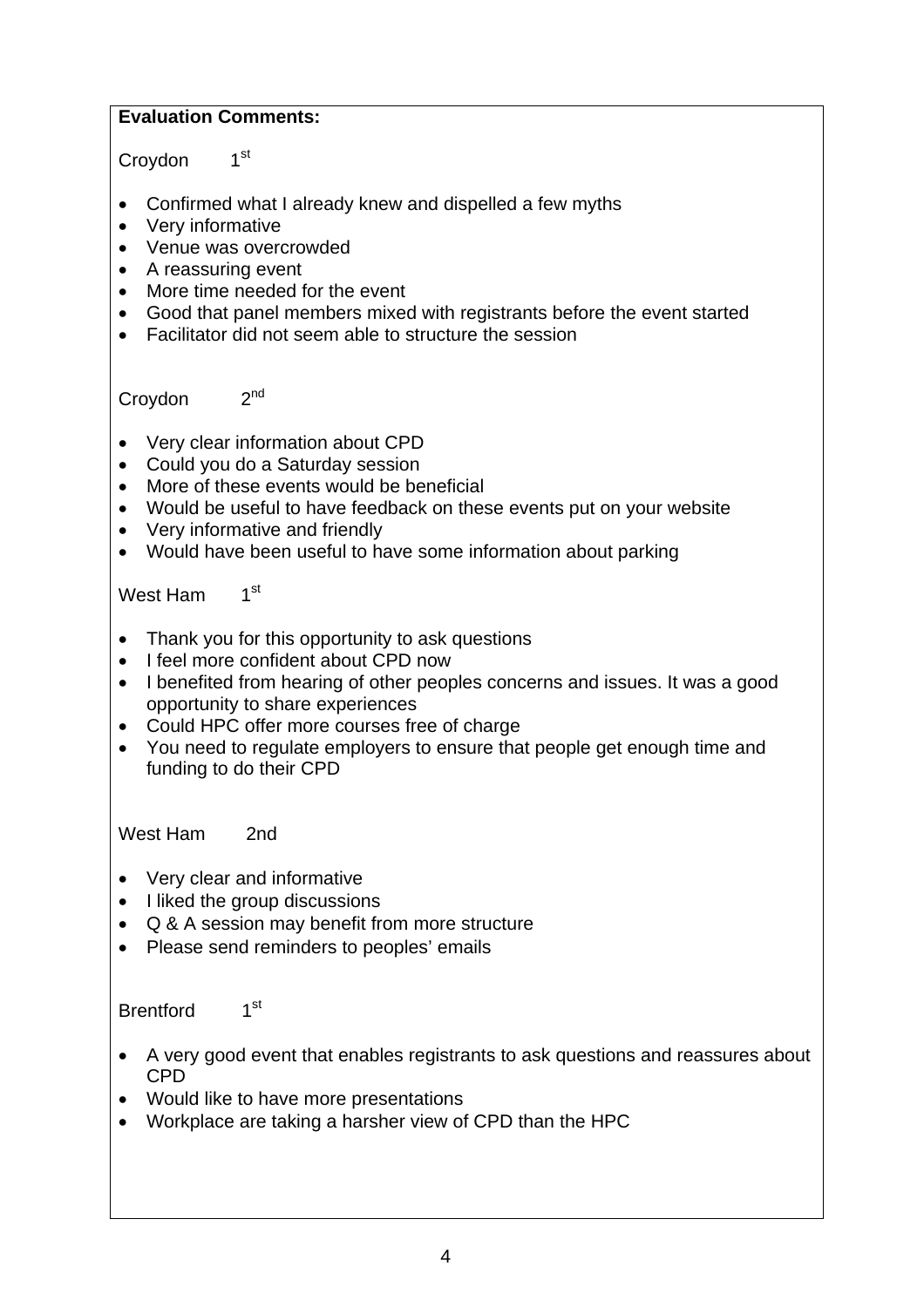**Evaluation Comments:**

Croydon 1st

- Confirmed what I already knew and dispelled a few myths
- Very informative
- Venue was overcrowded
- A reassuring event
- More time needed for the event
- Good that panel members mixed with registrants before the event started
- Facilitator did not seem able to structure the session

Croydon 2nd

- Very clear information about CPD
- Could you do a Saturday session
- More of these events would be beneficial
- Would be useful to have feedback on these events put on your website
- Very informative and friendly
- Would have been useful to have some information about parking

West Ham 1st

- Thank you for this opportunity to ask questions
- I feel more confident about CPD now
- I benefited from hearing of other peoples concerns and issues. It was a good opportunity to share experiences
- Could HPC offer more courses free of charge
- You need to regulate employers to ensure that people get enough time and funding to do their CPD

West Ham 2nd

- Very clear and informative
- I liked the group discussions
- Q & A session may benefit from more structure
- Please send reminders to peoples' emails

Brentford 1st

- A very good event that enables registrants to ask questions and reassures about CPD
- Would like to have more presentations
- Workplace are taking a harsher view of CPD than the HPC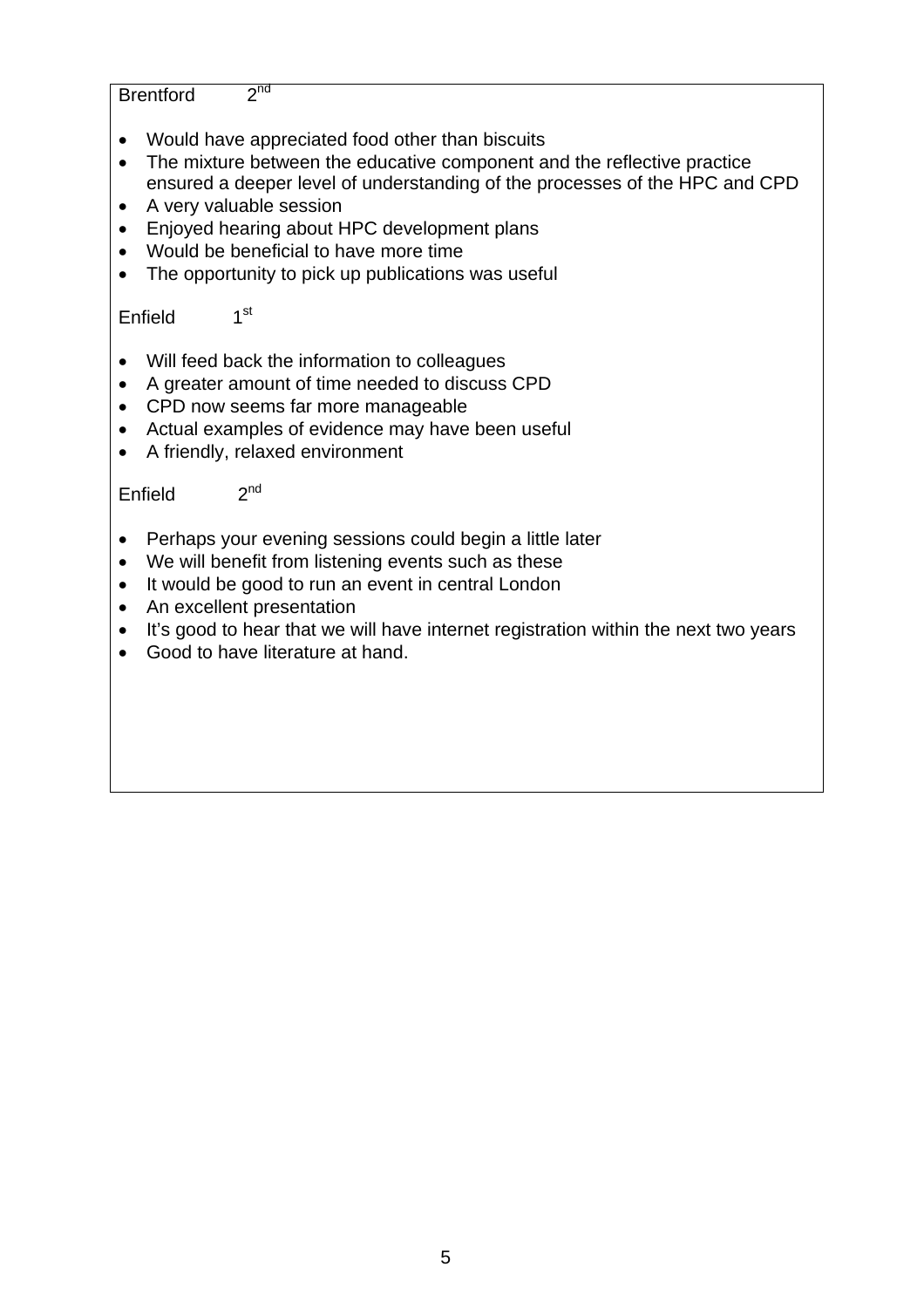Brentford 2nd

- Would have appreciated food other than biscuits
- The mixture between the educative component and the reflective practice ensured a deeper level of understanding of the processes of the HPC and CPD
- A very valuable session
- Enjoyed hearing about HPC development plans
- Would be beneficial to have more time
- The opportunity to pick up publications was useful

Enfield 1st

- Will feed back the information to colleagues
- A greater amount of time needed to discuss CPD
- CPD now seems far more manageable
- Actual examples of evidence may have been useful
- A friendly, relaxed environment

Enfield 2nd

- Perhaps your evening sessions could begin a little later
- We will benefit from listening events such as these
- It would be good to run an event in central London
- An excellent presentation
- It's good to hear that we will have internet registration within the next two years
- Good to have literature at hand.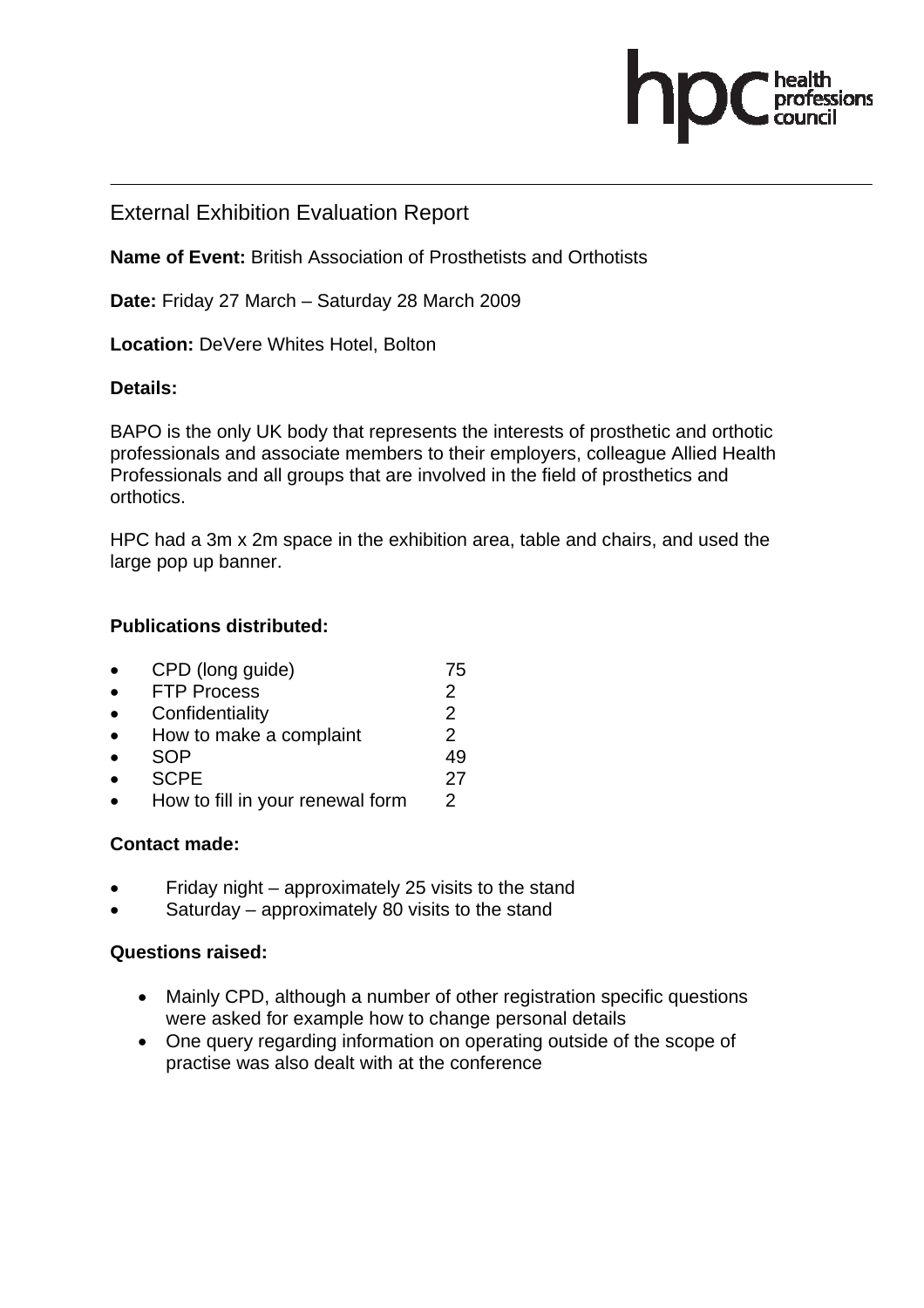# External Exhibition Evaluation Report

**Name of Event:** British Association of Prosthetists and Orthotists

**Date:** Friday 27 March – Saturday 28 March 2009

**Location:** DeVere Whites Hotel, Bolton

**Details:**

BAPO is the only UK body that represents the interests of prosthetic and orthotic professionals and associate members to their employers, colleague Allied Health Professionals and all groups that are involved in the field of prosthetics and orthotics.

HPC had a 3m x 2m space in the exhibition area, table and chairs, and used the large pop up banner.

**Publications distributed:**

- CPD (long guide) 75
- FTP Process 2
- Confidentiality 2
- How to make a complaint 2
- SOP 49
- SCPE 27
- How to fill in your renewal form 2

**Contact made:**

- Friday night – approximately 25 visits to the stand
- Saturday – approximately 80 visits to the stand

**Questions raised:**

- Mainly CPD, although a number of other registration specific questions were asked for example how to change personal details
- One query regarding information on operating outside of the scope of practise was also dealt with at the conference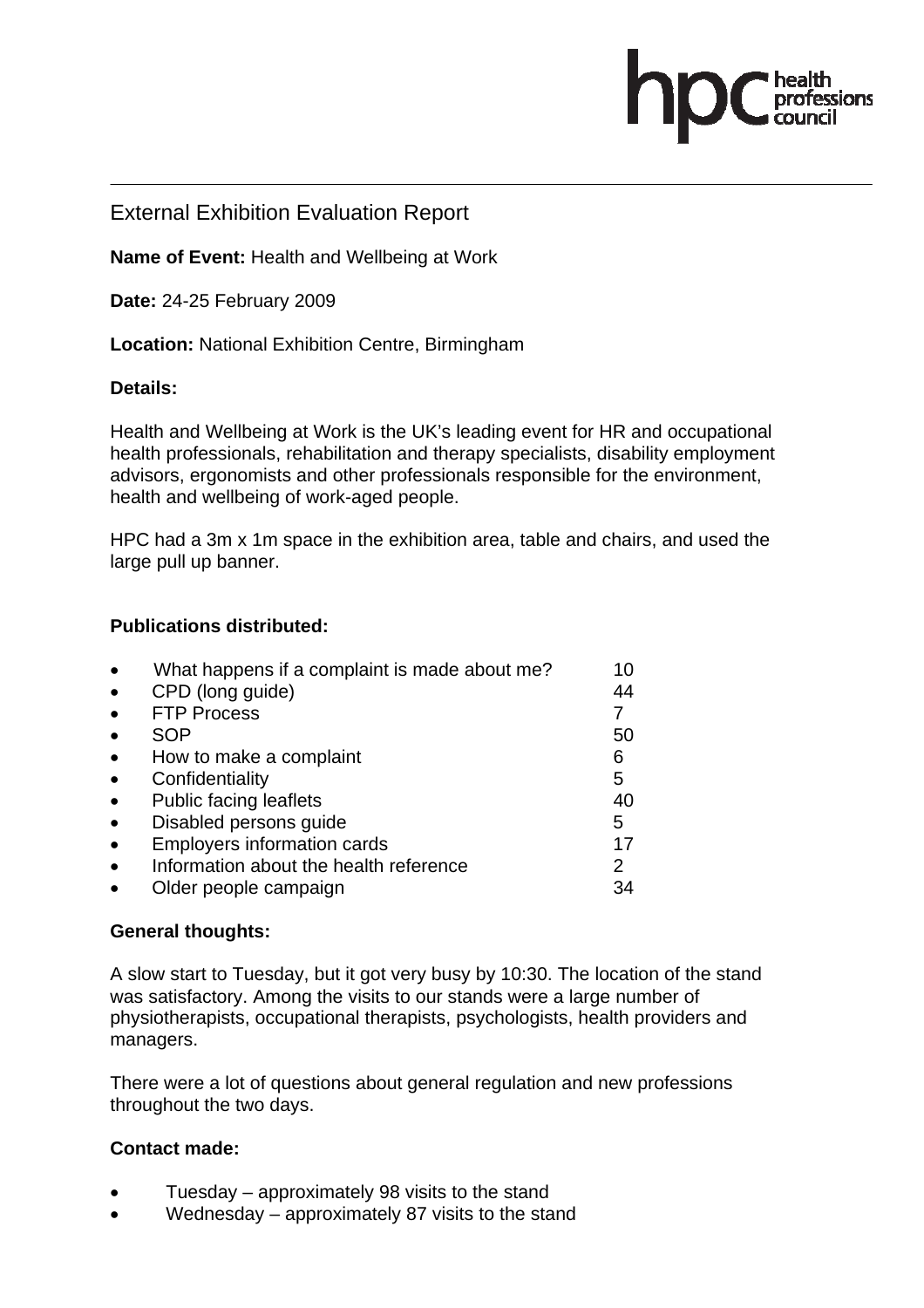External Exhibition Evaluation Report

**Name of Event:** Health and Wellbeing at Work

**Date:** 24-25 February 2009

**Location:** National Exhibition Centre, Birmingham

**Details:**

Health and Wellbeing at Work is the UK's leading event for HR and occupational health professionals, rehabilitation and therapy specialists, disability employment advisors, ergonomists and other professionals responsible for the environment, health and wellbeing of work-aged people.

HPC had a 3m x 1m space in the exhibition area, table and chairs, and used the large pull up banner.

**Publications distributed:**

- What happens if a complaint is made about me? 10
- CPD (long guide) 44
- FTP Process 7
- SOP 50
- How to make a complaint 6
- Confidentiality 5
- Public facing leaflets 40
- Disabled persons guide 5
- Employers information cards 17
- Information about the health reference 2
- Older people campaign 34

**General thoughts:**

A slow start to Tuesday, but it got very busy by 10:30. The location of the stand was satisfactory. Among the visits to our stands were a large number of physiotherapists, occupational therapists, psychologists, health providers and managers.

There were a lot of questions about general regulation and new professions throughout the two days.

**Contact made:**

- Tuesday – approximately 98 visits to the stand
- Wednesday – approximately 87 visits to the stand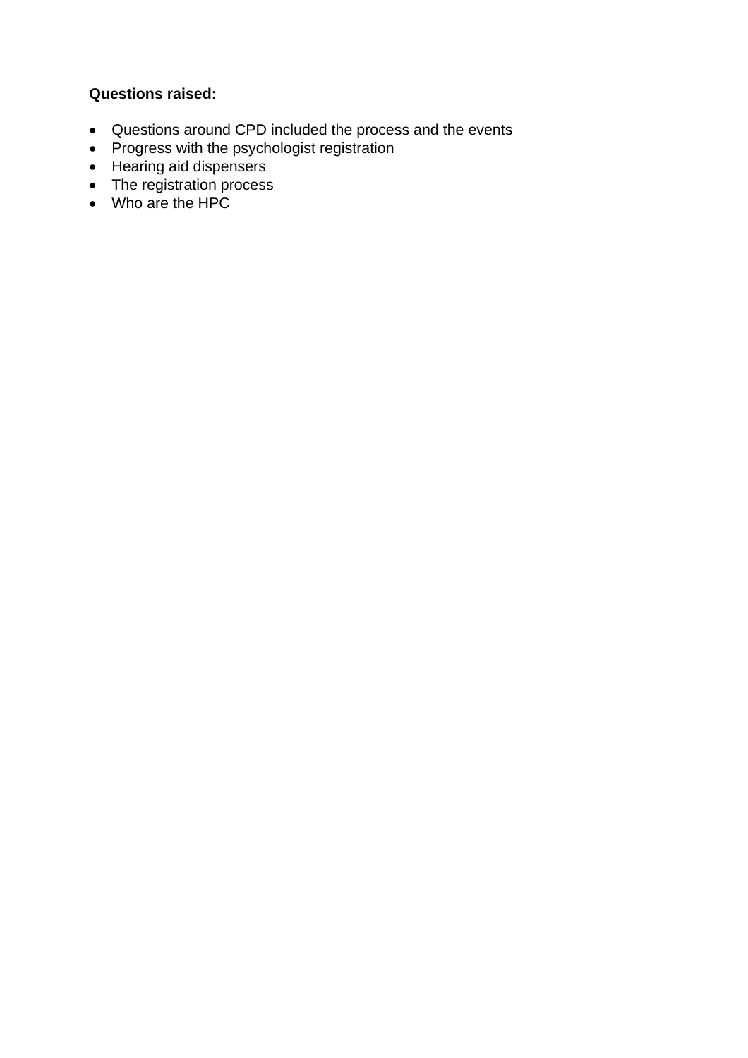**Questions raised:**

- Questions around CPD included the process and the events
- Progress with the psychologist registration
- Hearing aid dispensers
- The registration process
- Who are the HPC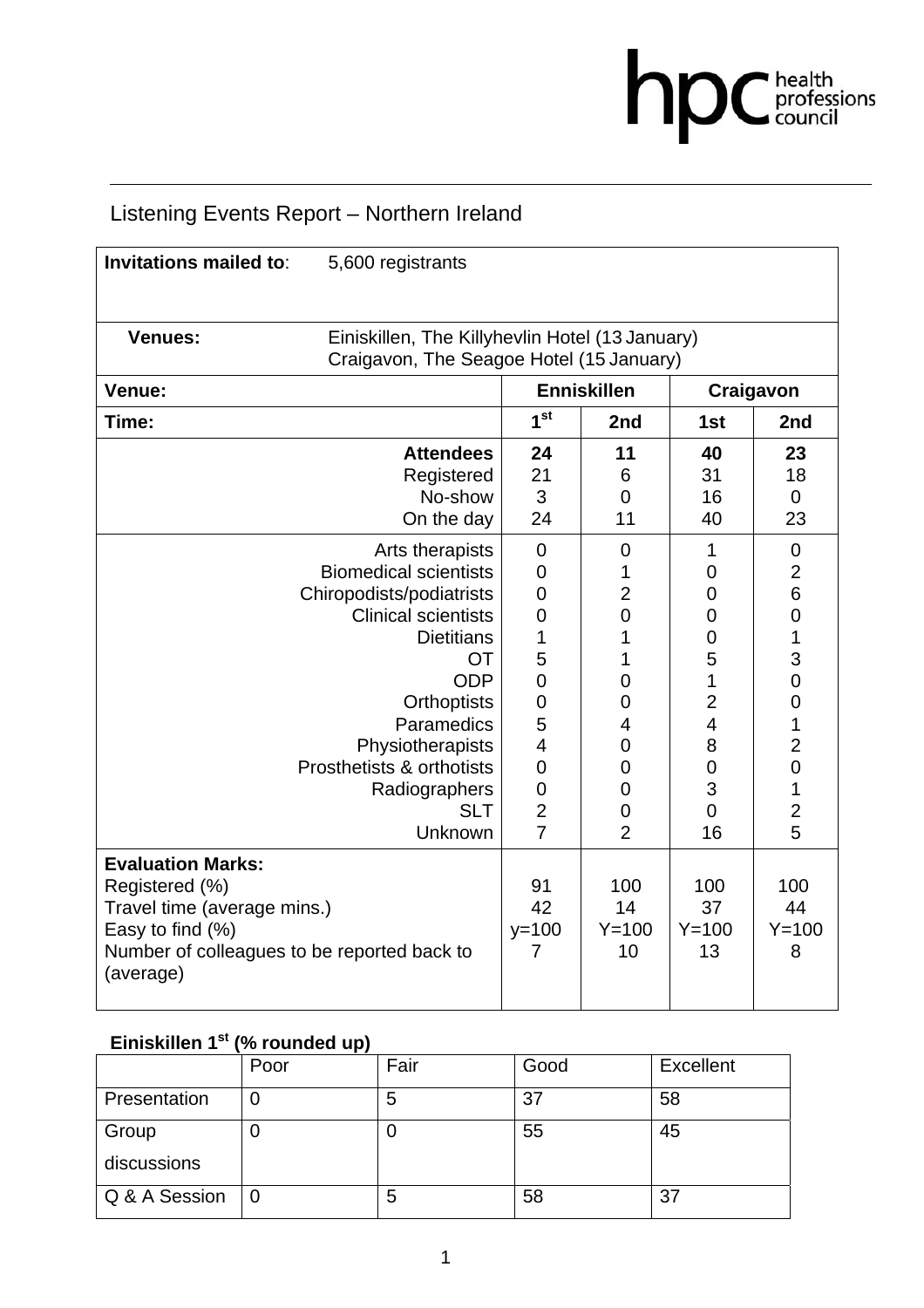Listening Events Report – Northern Ireland

| **Invitations mailed to**: 5,600 registrants | | | | |
|---|---|---|---|---|
| **Venues:** Einiskillen, The Killyhevlin Hotel (13 January)<br>Craigavon, The Seagoe Hotel (15 January) | | | | |
| **Venue:** | **Enniskillen** | | **Craigavon** | |
| **Time:** | **1st** | **2nd** | **1st** | **2nd** |
| **Attendees** | **24** | **11** | **40** | **23** |
| Registered | 21 | 6 | 31 | 18 |
| No-show | 3 | 0 | 16 | 0 |
| On the day | 24 | 11 | 40 | 23 |
| Arts therapists | 0 | 0 | 1 | 0 |
| Biomedical scientists | 0 | 1 | 0 | 2 |
| Chiropodists/podiatrists | 0 | 2 | 0 | 6 |
| Clinical scientists | 0 | 0 | 0 | 0 |
| Dietitians | 1 | 1 | 0 | 1 |
| OT | 5 | 1 | 5 | 3 |
| ODP | 0 | 0 | 1 | 0 |
| Orthoptists | 0 | 0 | 2 | 0 |
| Paramedics | 5 | 4 | 4 | 1 |
| Physiotherapists | 4 | 0 | 8 | 2 |
| Prosthetists & orthotists | 0 | 0 | 0 | 0 |
| Radiographers | 0 | 0 | 3 | 1 |
| SLT | 2 | 0 | 0 | 2 |
| Unknown | 7 | 2 | 16 | 5 |
| **Evaluation Marks:** | | | | |
| Registered (%) | 91 | 100 | 100 | 100 |
| Travel time (average mins.) | 42 | 14 | 37 | 44 |
| Easy to find (%) | y=100 | Y=100 | Y=100 | Y=100 |
| Number of colleagues to be reported back to (average) | 7 | 10 | 13 | 8 |

**Einiskillen 1st (% rounded up)**

| | Poor | Fair | Good | Excellent |
|---|---|---|---|---|
| Presentation | 0 | 5 | 37 | 58 |
| Group discussions | 0 | 0 | 55 | 45 |
| Q & A Session | 0 | 5 | 58 | 37 |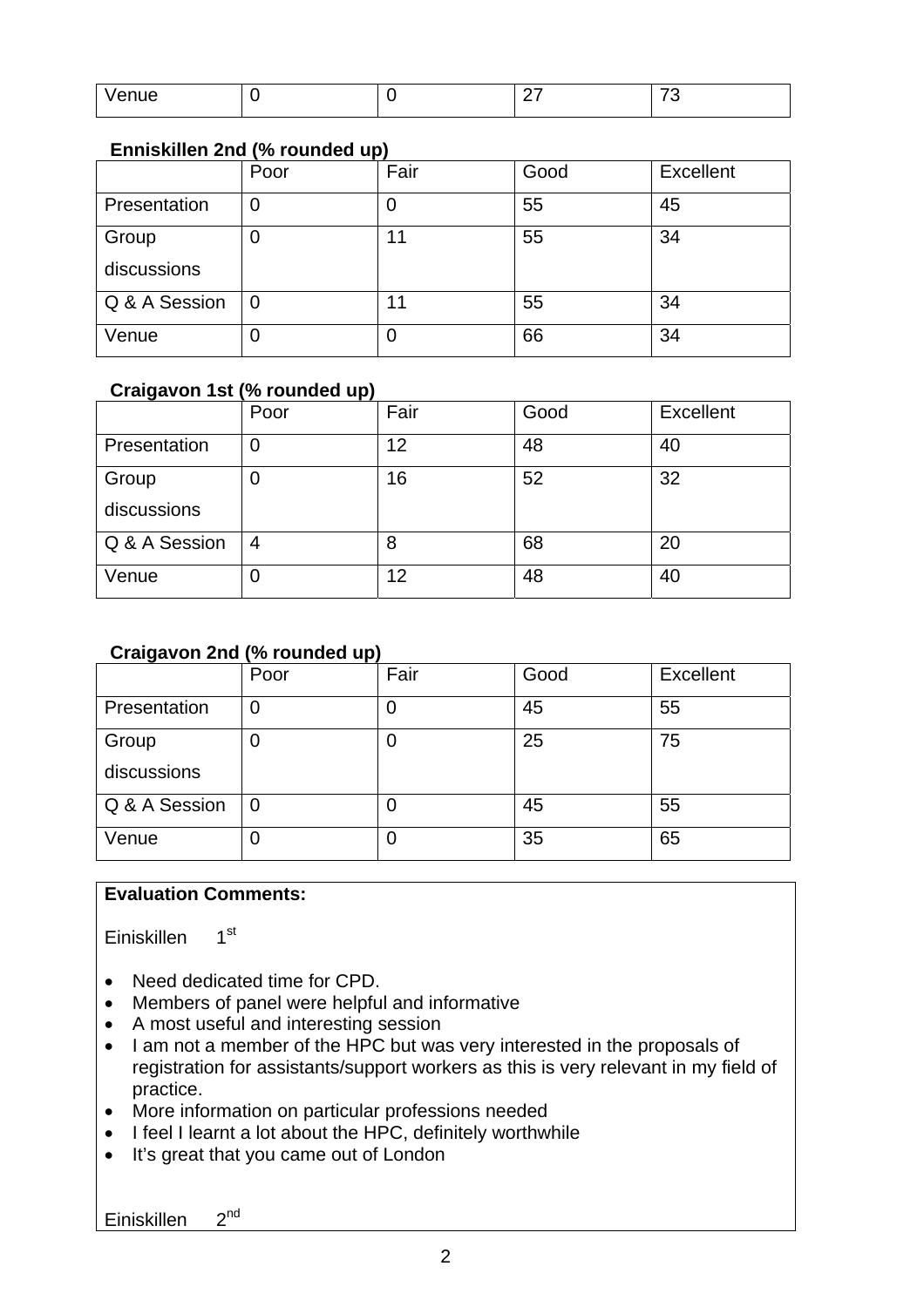| Venue | 0 | 0 | 27 | 73 |
|---|---|---|---|---|

**Enniskillen 2nd (% rounded up)**

| | Poor | Fair | Good | Excellent |
|---|---|---|---|---|
| Presentation | 0 | 0 | 55 | 45 |
| Group discussions | 0 | 11 | 55 | 34 |
| Q & A Session | 0 | 11 | 55 | 34 |
| Venue | 0 | 0 | 66 | 34 |

**Craigavon 1st (% rounded up)**

| | Poor | Fair | Good | Excellent |
|---|---|---|---|---|
| Presentation | 0 | 12 | 48 | 40 |
| Group discussions | 0 | 16 | 52 | 32 |
| Q & A Session | 4 | 8 | 68 | 20 |
| Venue | 0 | 12 | 48 | 40 |

**Craigavon 2nd (% rounded up)**

| | Poor | Fair | Good | Excellent |
|---|---|---|---|---|
| Presentation | 0 | 0 | 45 | 55 |
| Group discussions | 0 | 0 | 25 | 75 |
| Q & A Session | 0 | 0 | 45 | 55 |
| Venue | 0 | 0 | 35 | 65 |

**Evaluation Comments:**

Einiskillen 1st

- Need dedicated time for CPD.
- Members of panel were helpful and informative
- A most useful and interesting session
- I am not a member of the HPC but was very interested in the proposals of registration for assistants/support workers as this is very relevant in my field of practice.
- More information on particular professions needed
- I feel I learnt a lot about the HPC, definitely worthwhile
- It's great that you came out of London

Einiskillen 2nd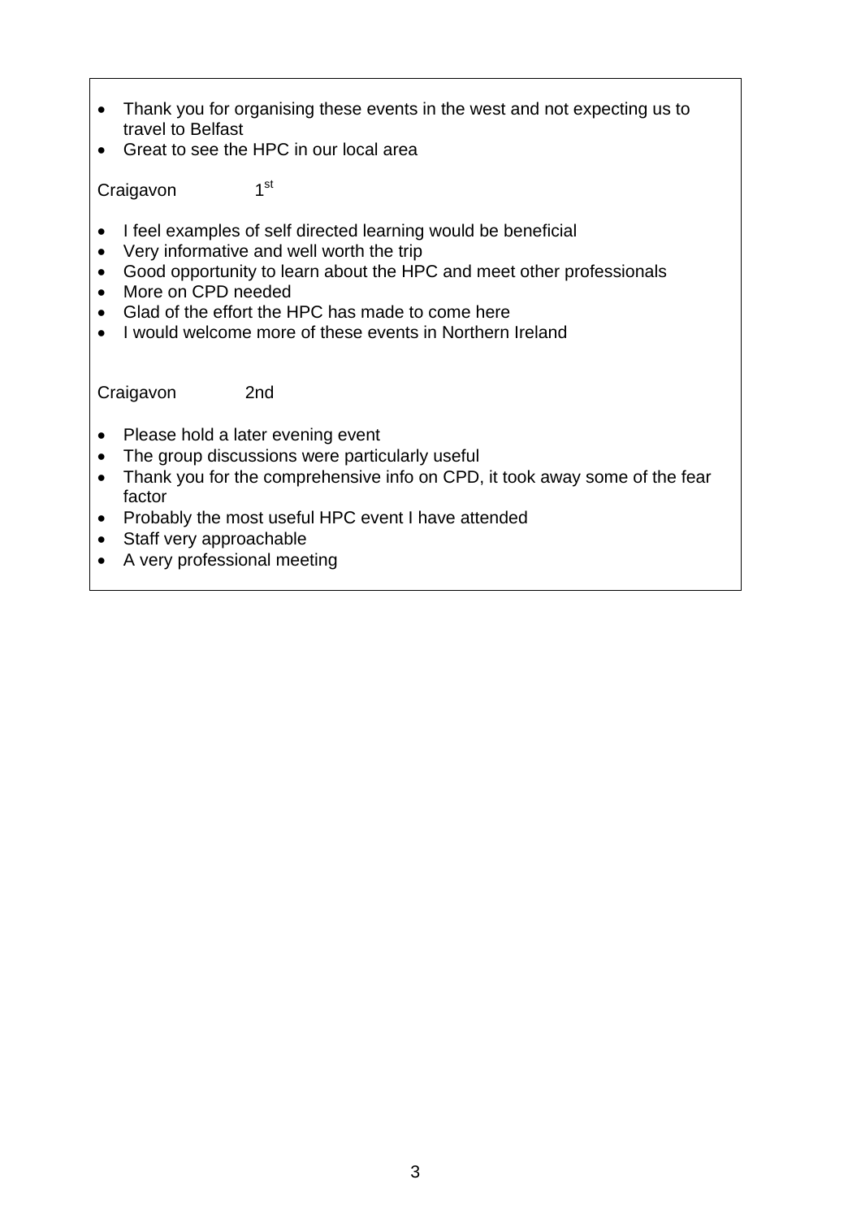- Thank you for organising these events in the west and not expecting us to travel to Belfast
- Great to see the HPC in our local area

Craigavon 1st

- I feel examples of self directed learning would be beneficial
- Very informative and well worth the trip
- Good opportunity to learn about the HPC and meet other professionals
- More on CPD needed
- Glad of the effort the HPC has made to come here
- I would welcome more of these events in Northern Ireland

Craigavon 2nd

- Please hold a later evening event
- The group discussions were particularly useful
- Thank you for the comprehensive info on CPD, it took away some of the fear factor
- Probably the most useful HPC event I have attended
- Staff very approachable
- A very professional meeting